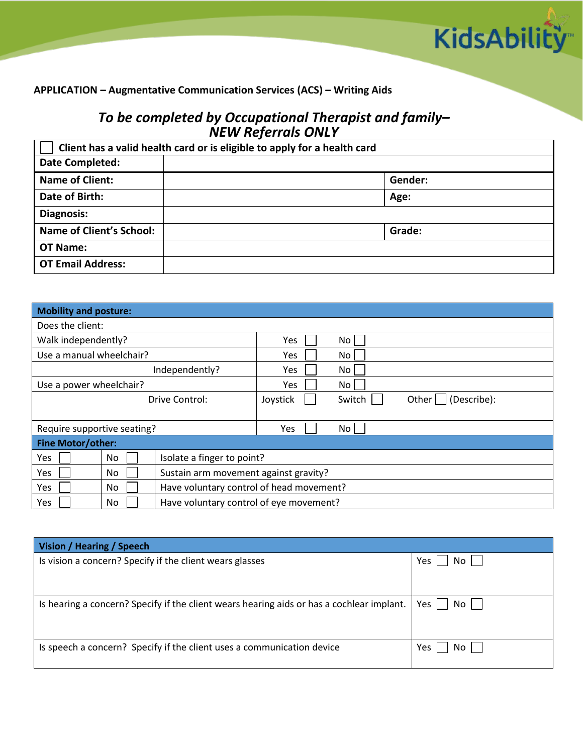KidsAbility™

**APPLICATION – Augmentative Communication Services (ACS) – Writing Aids**

## *To be completed by Occupational Therapist and family– NEW Referrals ONLY*

| ☐ Client has a valid health card or is eligible to apply for a health card | | | |
|---|---|---|---|
| **Date Completed:** | | | |
| **Name of Client:** | | **Gender:** | |
| **Date of Birth:** | | **Age:** | |
| **Diagnosis:** | | | |
| **Name of Client's School:** | | **Grade:** | |
| **OT Name:** | | | |
| **OT Email Address:** | | | |

| **Mobility and posture:** | | | |
|---|---|---|---|
| Does the client: | | | |
| Walk independently? | Yes ☐ | No ☐ | |
| Use a manual wheelchair? | Yes ☐ | No ☐ | |
| Independently? | Yes ☐ | No ☐ | |
| Use a power wheelchair? | Yes ☐ | No ☐ | |
| Drive Control: | Joystick ☐ | Switch ☐ | Other ☐ (Describe): |
| Require supportive seating? | Yes ☐ | No ☐ | |

| **Fine Motor/other:** | | |
|---|---|---|
| Yes ☐ | No ☐ | Isolate a finger to point? |
| Yes ☐ | No ☐ | Sustain arm movement against gravity? |
| Yes ☐ | No ☐ | Have voluntary control of head movement? |
| Yes ☐ | No ☐ | Have voluntary control of eye movement? |

| **Vision / Hearing / Speech** | |
|---|---|
| Is vision a concern? Specify if the client wears glasses | Yes ☐ No ☐ |
| Is hearing a concern? Specify if the client wears hearing aids or has a cochlear implant. | Yes ☐ No ☐ |
| Is speech a concern? Specify if the client uses a communication device | Yes ☐ No ☐ |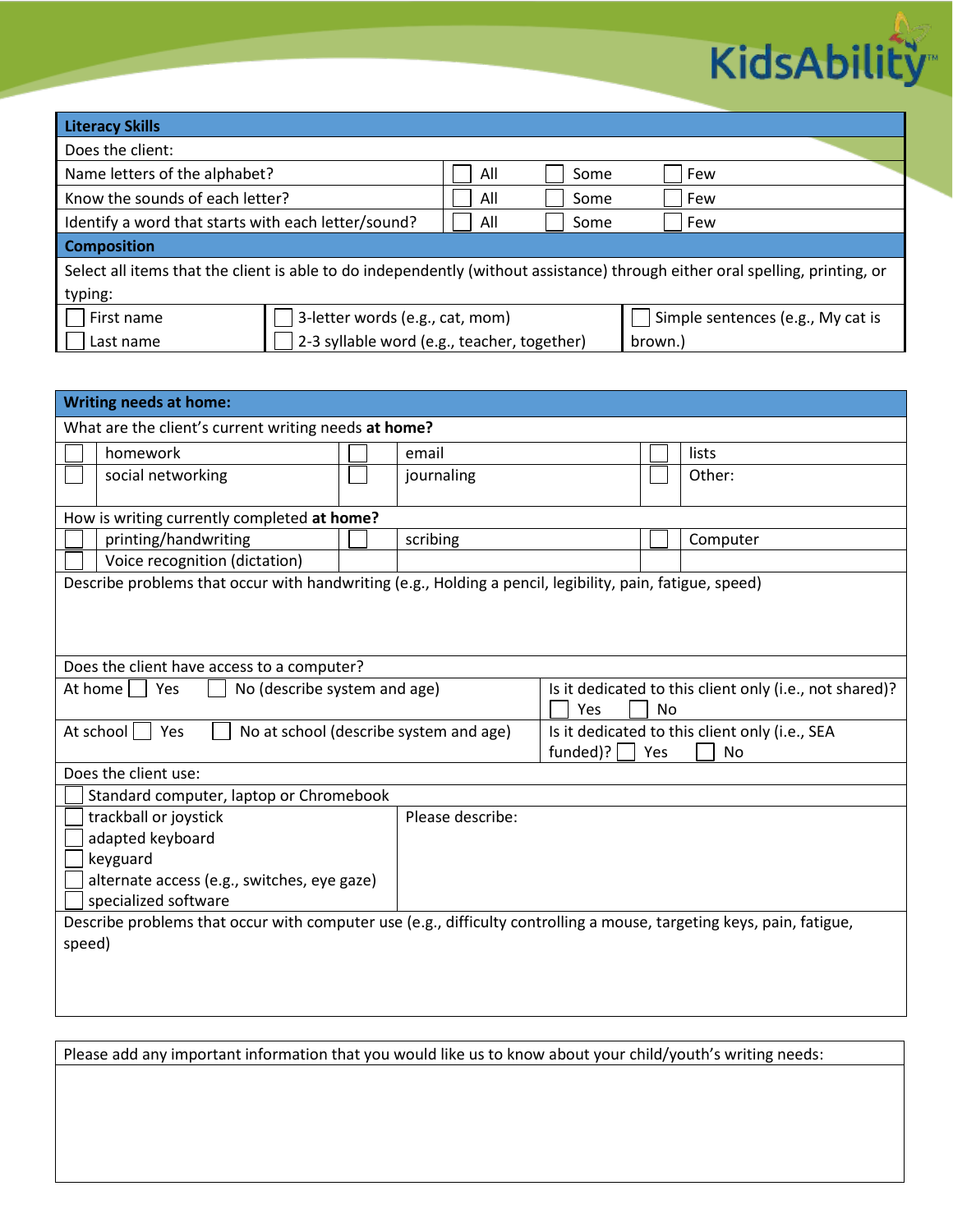## Literacy Skills

Does the client:

| Question | | | |
|---|---|---|---|
| Name letters of the alphabet? | ☐ All | ☐ Some | ☐ Few |
| Know the sounds of each letter? | ☐ All | ☐ Some | ☐ Few |
| Identify a word that starts with each letter/sound? | ☐ All | ☐ Some | ☐ Few |

## Composition

Select all items that the client is able to do independently (without assistance) through either oral spelling, printing, or typing:

| | | |
|---|---|---|
| ☐ First name | ☐ 3-letter words (e.g., cat, mom) | ☐ Simple sentences (e.g., My cat is brown.) |
| ☐ Last name | ☐ 2-3 syllable word (e.g., teacher, together) | |

## Writing needs at home:

What are the client's current writing needs **at home?**

| | | | | | |
|---|---|---|---|---|---|
| ☐ | homework | ☐ | email | ☐ | lists |
| ☐ | social networking | ☐ | journaling | ☐ | Other: |

How is writing currently completed **at home?**

| | | | | | |
|---|---|---|---|---|---|
| ☐ | printing/handwriting | ☐ | scribing | ☐ | Computer |
| ☐ | Voice recognition (dictation) | | | | |

Describe problems that occur with handwriting (e.g., Holding a pencil, legibility, pain, fatigue, speed)

Does the client have access to a computer?

| | |
|---|---|
| At home ☐ Yes ☐ No (describe system and age) | Is it dedicated to this client only (i.e., not shared)? ☐ Yes ☐ No |
| At school ☐ Yes ☐ No at school (describe system and age) | Is it dedicated to this client only (i.e., SEA funded)? ☐ Yes ☐ No |

Does the client use:

☐ Standard computer, laptop or Chromebook

| | |
|---|---|
| ☐ trackball or joystick<br>☐ adapted keyboard<br>☐ keyguard<br>☐ alternate access (e.g., switches, eye gaze)<br>☐ specialized software | Please describe: |

Describe problems that occur with computer use (e.g., difficulty controlling a mouse, targeting keys, pain, fatigue, speed)

Please add any important information that you would like us to know about your child/youth's writing needs: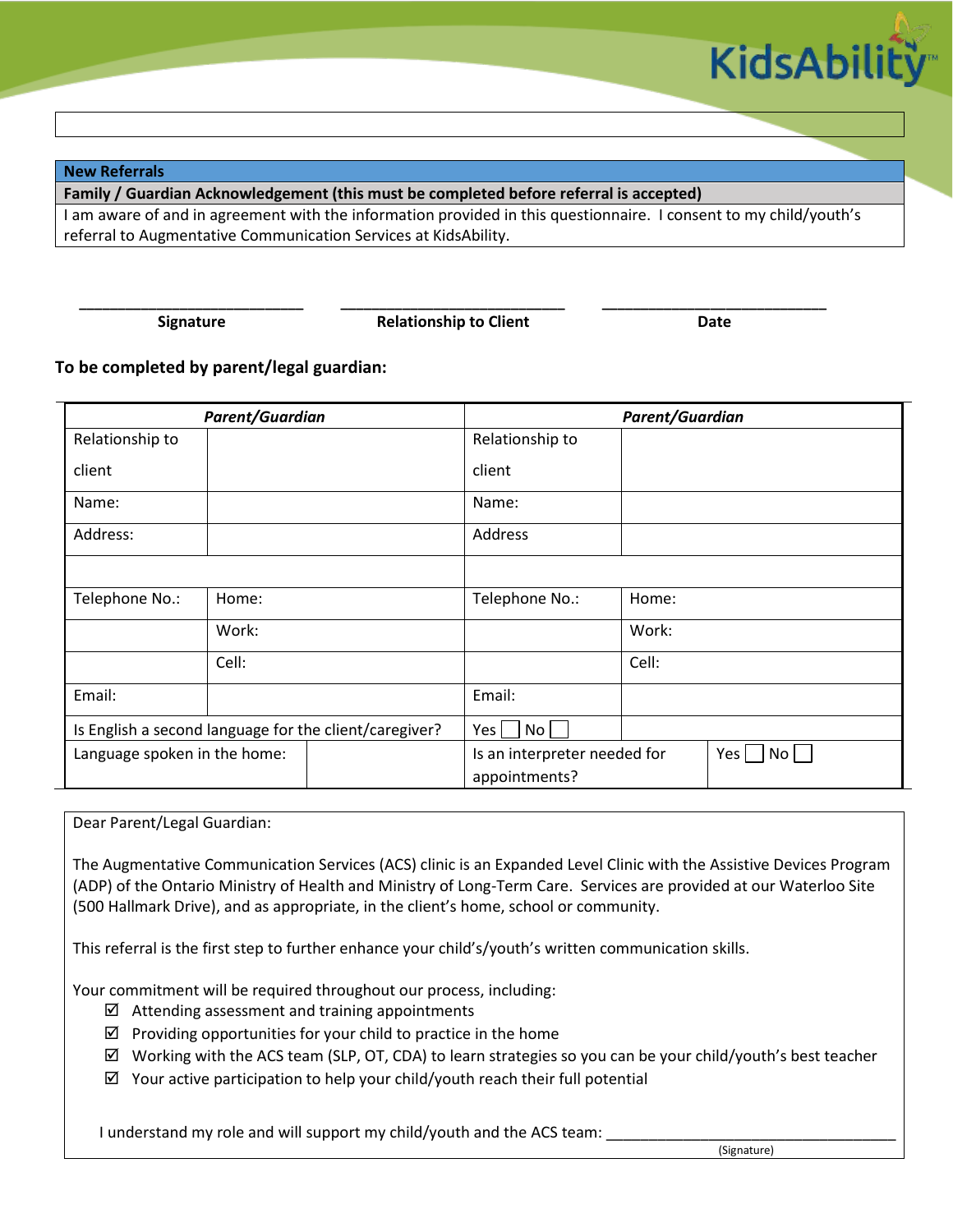## New Referrals

**Family / Guardian Acknowledgement (this must be completed before referral is accepted)**

I am aware of and in agreement with the information provided in this questionnaire. I consent to my child/youth's referral to Augmentative Communication Services at KidsAbility.

| ___________________________ | ___________________________ | ___________________________ |
|---|---|---|
| **Signature** | **Relationship to Client** | **Date** |

**To be completed by parent/legal guardian:**

| ***Parent/Guardian*** | | ***Parent/Guardian*** | |
|---|---|---|---|
| Relationship to client | | Relationship to client | |
| Name: | | Name: | |
| Address: | | Address | |
| | | | |
| Telephone No.: | Home: | Telephone No.: | Home: |
| | Work: | | Work: |
| | Cell: | | Cell: |
| Email: | | Email: | |
| Is English a second language for the client/caregiver? | | Yes ☐ No ☐ | |
| Language spoken in the home: | | Is an interpreter needed for appointments? | Yes ☐ No ☐ |

Dear Parent/Legal Guardian:

The Augmentative Communication Services (ACS) clinic is an Expanded Level Clinic with the Assistive Devices Program (ADP) of the Ontario Ministry of Health and Ministry of Long-Term Care. Services are provided at our Waterloo Site (500 Hallmark Drive), and as appropriate, in the client's home, school or community.

This referral is the first step to further enhance your child's/youth's written communication skills.

Your commitment will be required throughout our process, including:

- ☑ Attending assessment and training appointments
- ☑ Providing opportunities for your child to practice in the home
- ☑ Working with the ACS team (SLP, OT, CDA) to learn strategies so you can be your child/youth's best teacher
- ☑ Your active participation to help your child/youth reach their full potential

I understand my role and will support my child/youth and the ACS team: ___________________________________
(Signature)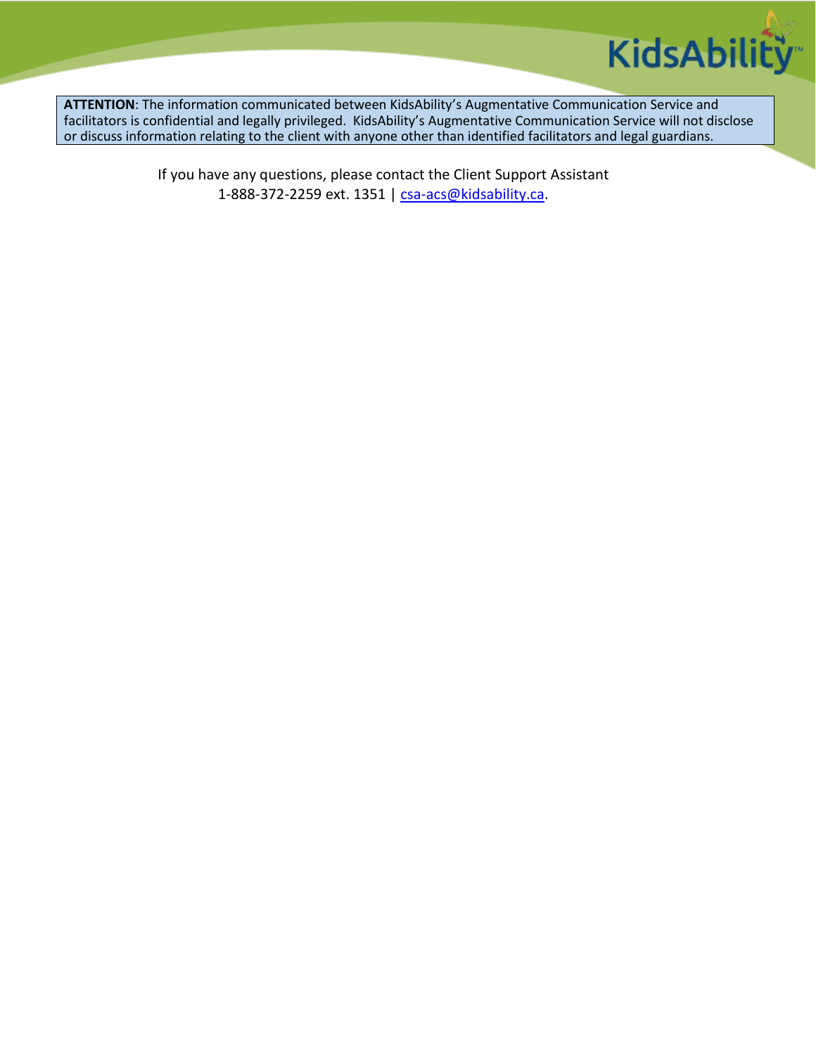**ATTENTION**: The information communicated between KidsAbility's Augmentative Communication Service and facilitators is confidential and legally privileged. KidsAbility's Augmentative Communication Service will not disclose or discuss information relating to the client with anyone other than identified facilitators and legal guardians.

If you have any questions, please contact the Client Support Assistant
1-888-372-2259 ext. 1351 | csa-acs@kidsability.ca.